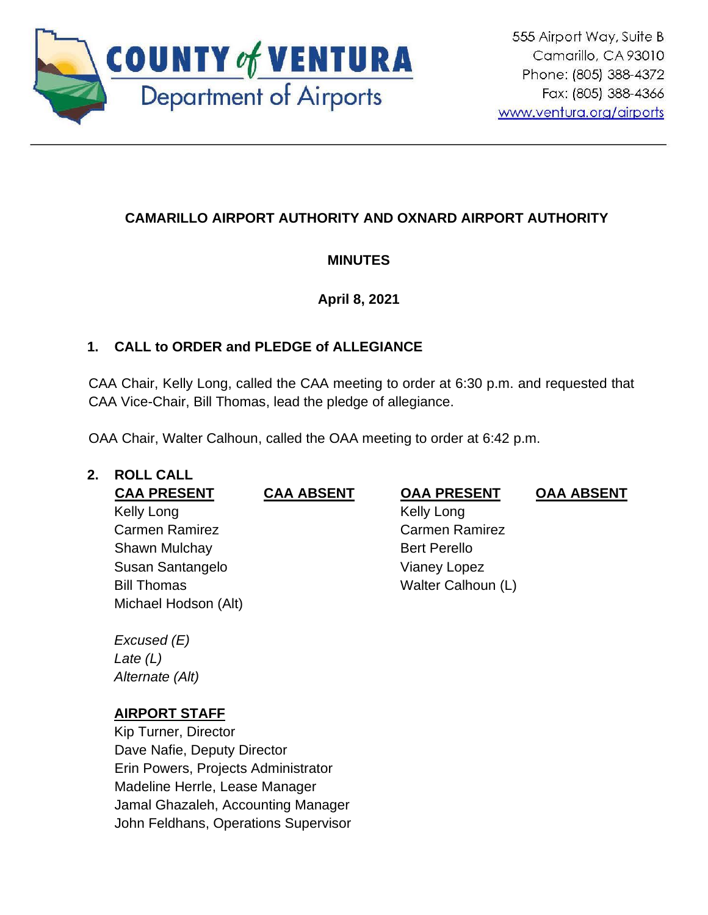**COUNTY of VENTURA**
**Department of Airports**

555 Airport Way, Suite B
Camarillo, CA 93010
Phone: (805) 388-4372
Fax: (805) 388-4366
www.ventura.org/airports

---

## CAMARILLO AIRPORT AUTHORITY AND OXNARD AIRPORT AUTHORITY

### MINUTES

**April 8, 2021**

### 1. CALL to ORDER and PLEDGE of ALLEGIANCE

CAA Chair, Kelly Long, called the CAA meeting to order at 6:30 p.m. and requested that CAA Vice-Chair, Bill Thomas, lead the pledge of allegiance.

OAA Chair, Walter Calhoun, called the OAA meeting to order at 6:42 p.m.

### 2. ROLL CALL

| CAA PRESENT | CAA ABSENT | OAA PRESENT | OAA ABSENT |
|---|---|---|---|
| Kelly Long | | Kelly Long | |
| Carmen Ramirez | | Carmen Ramirez | |
| Shawn Mulchay | | Bert Perello | |
| Susan Santangelo | | Vianey Lopez | |
| Bill Thomas | | Walter Calhoun (L) | |
| Michael Hodson (Alt) | | | |

*Excused (E)*
*Late (L)*
*Alternate (Alt)*

**AIRPORT STAFF**

Kip Turner, Director
Dave Nafie, Deputy Director
Erin Powers, Projects Administrator
Madeline Herrle, Lease Manager
Jamal Ghazaleh, Accounting Manager
John Feldhans, Operations Supervisor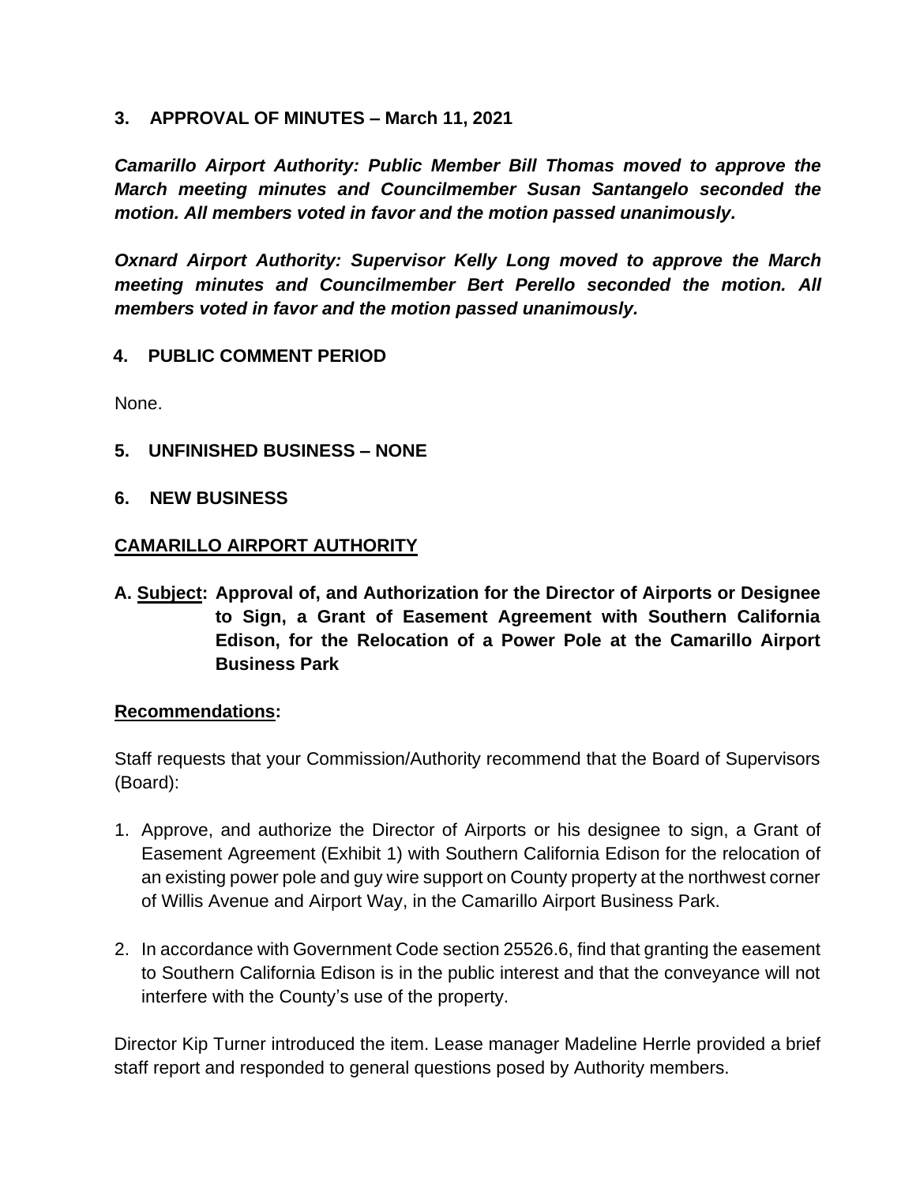## 3. APPROVAL OF MINUTES – March 11, 2021

***Camarillo Airport Authority: Public Member Bill Thomas moved to approve the March meeting minutes and Councilmember Susan Santangelo seconded the motion. All members voted in favor and the motion passed unanimously.***

***Oxnard Airport Authority: Supervisor Kelly Long moved to approve the March meeting minutes and Councilmember Bert Perello seconded the motion. All members voted in favor and the motion passed unanimously.***

## 4. PUBLIC COMMENT PERIOD

None.

## 5. UNFINISHED BUSINESS – NONE

## 6. NEW BUSINESS

### CAMARILLO AIRPORT AUTHORITY

**A. Subject: Approval of, and Authorization for the Director of Airports or Designee to Sign, a Grant of Easement Agreement with Southern California Edison, for the Relocation of a Power Pole at the Camarillo Airport Business Park**

**Recommendations:**

Staff requests that your Commission/Authority recommend that the Board of Supervisors (Board):

1. Approve, and authorize the Director of Airports or his designee to sign, a Grant of Easement Agreement (Exhibit 1) with Southern California Edison for the relocation of an existing power pole and guy wire support on County property at the northwest corner of Willis Avenue and Airport Way, in the Camarillo Airport Business Park.
2. In accordance with Government Code section 25526.6, find that granting the easement to Southern California Edison is in the public interest and that the conveyance will not interfere with the County's use of the property.

Director Kip Turner introduced the item. Lease manager Madeline Herrle provided a brief staff report and responded to general questions posed by Authority members.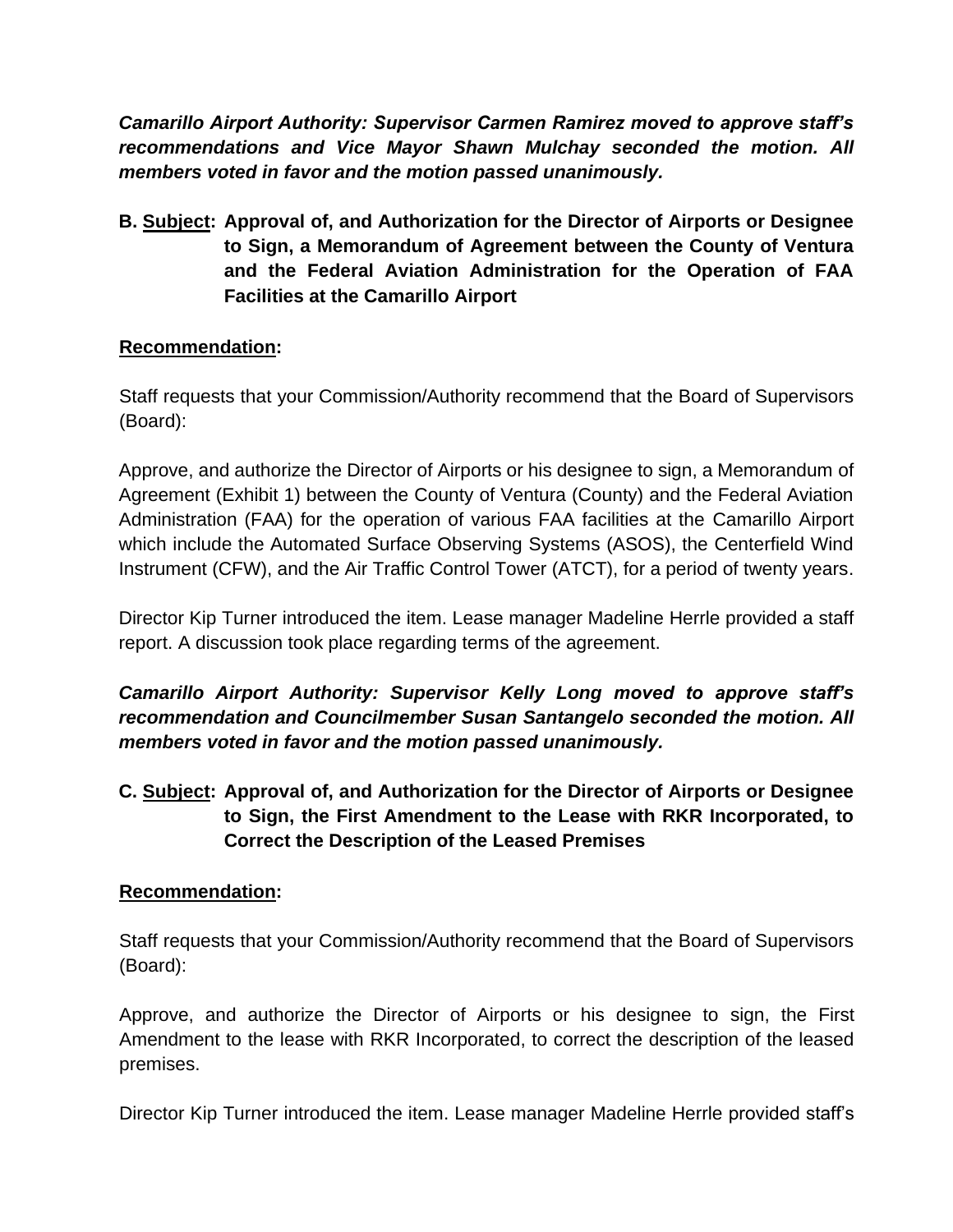***Camarillo Airport Authority: Supervisor Carmen Ramirez moved to approve staff's recommendations and Vice Mayor Shawn Mulchay seconded the motion. All members voted in favor and the motion passed unanimously.***

**B. <u>Subject</u>: Approval of, and Authorization for the Director of Airports or Designee to Sign, a Memorandum of Agreement between the County of Ventura and the Federal Aviation Administration for the Operation of FAA Facilities at the Camarillo Airport**

**<u>Recommendation</u>:**

Staff requests that your Commission/Authority recommend that the Board of Supervisors (Board):

Approve, and authorize the Director of Airports or his designee to sign, a Memorandum of Agreement (Exhibit 1) between the County of Ventura (County) and the Federal Aviation Administration (FAA) for the operation of various FAA facilities at the Camarillo Airport which include the Automated Surface Observing Systems (ASOS), the Centerfield Wind Instrument (CFW), and the Air Traffic Control Tower (ATCT), for a period of twenty years.

Director Kip Turner introduced the item. Lease manager Madeline Herrle provided a staff report. A discussion took place regarding terms of the agreement.

***Camarillo Airport Authority: Supervisor Kelly Long moved to approve staff's recommendation and Councilmember Susan Santangelo seconded the motion. All members voted in favor and the motion passed unanimously.***

**C. <u>Subject</u>: Approval of, and Authorization for the Director of Airports or Designee to Sign, the First Amendment to the Lease with RKR Incorporated, to Correct the Description of the Leased Premises**

**<u>Recommendation</u>:**

Staff requests that your Commission/Authority recommend that the Board of Supervisors (Board):

Approve, and authorize the Director of Airports or his designee to sign, the First Amendment to the lease with RKR Incorporated, to correct the description of the leased premises.

Director Kip Turner introduced the item. Lease manager Madeline Herrle provided staff's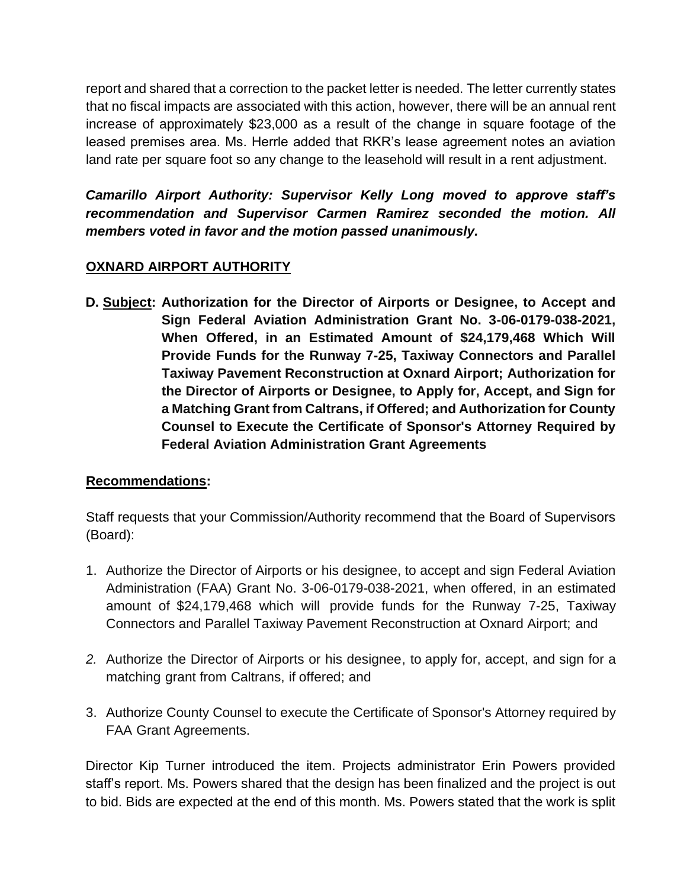report and shared that a correction to the packet letter is needed. The letter currently states that no fiscal impacts are associated with this action, however, there will be an annual rent increase of approximately $23,000 as a result of the change in square footage of the leased premises area. Ms. Herrle added that RKR's lease agreement notes an aviation land rate per square foot so any change to the leasehold will result in a rent adjustment.

***Camarillo Airport Authority: Supervisor Kelly Long moved to approve staff's recommendation and Supervisor Carmen Ramirez seconded the motion. All members voted in favor and the motion passed unanimously.***

## OXNARD AIRPORT AUTHORITY

**D. Subject: Authorization for the Director of Airports or Designee, to Accept and Sign Federal Aviation Administration Grant No. 3-06-0179-038-2021, When Offered, in an Estimated Amount of $24,179,468 Which Will Provide Funds for the Runway 7-25, Taxiway Connectors and Parallel Taxiway Pavement Reconstruction at Oxnard Airport; Authorization for the Director of Airports or Designee, to Apply for, Accept, and Sign for a Matching Grant from Caltrans, if Offered; and Authorization for County Counsel to Execute the Certificate of Sponsor's Attorney Required by Federal Aviation Administration Grant Agreements**

**Recommendations:**

Staff requests that your Commission/Authority recommend that the Board of Supervisors (Board):

1. Authorize the Director of Airports or his designee, to accept and sign Federal Aviation Administration (FAA) Grant No. 3-06-0179-038-2021, when offered, in an estimated amount of $24,179,468 which will provide funds for the Runway 7-25, Taxiway Connectors and Parallel Taxiway Pavement Reconstruction at Oxnard Airport; and

2. Authorize the Director of Airports or his designee, to apply for, accept, and sign for a matching grant from Caltrans, if offered; and

3. Authorize County Counsel to execute the Certificate of Sponsor's Attorney required by FAA Grant Agreements.

Director Kip Turner introduced the item. Projects administrator Erin Powers provided staff's report. Ms. Powers shared that the design has been finalized and the project is out to bid. Bids are expected at the end of this month. Ms. Powers stated that the work is split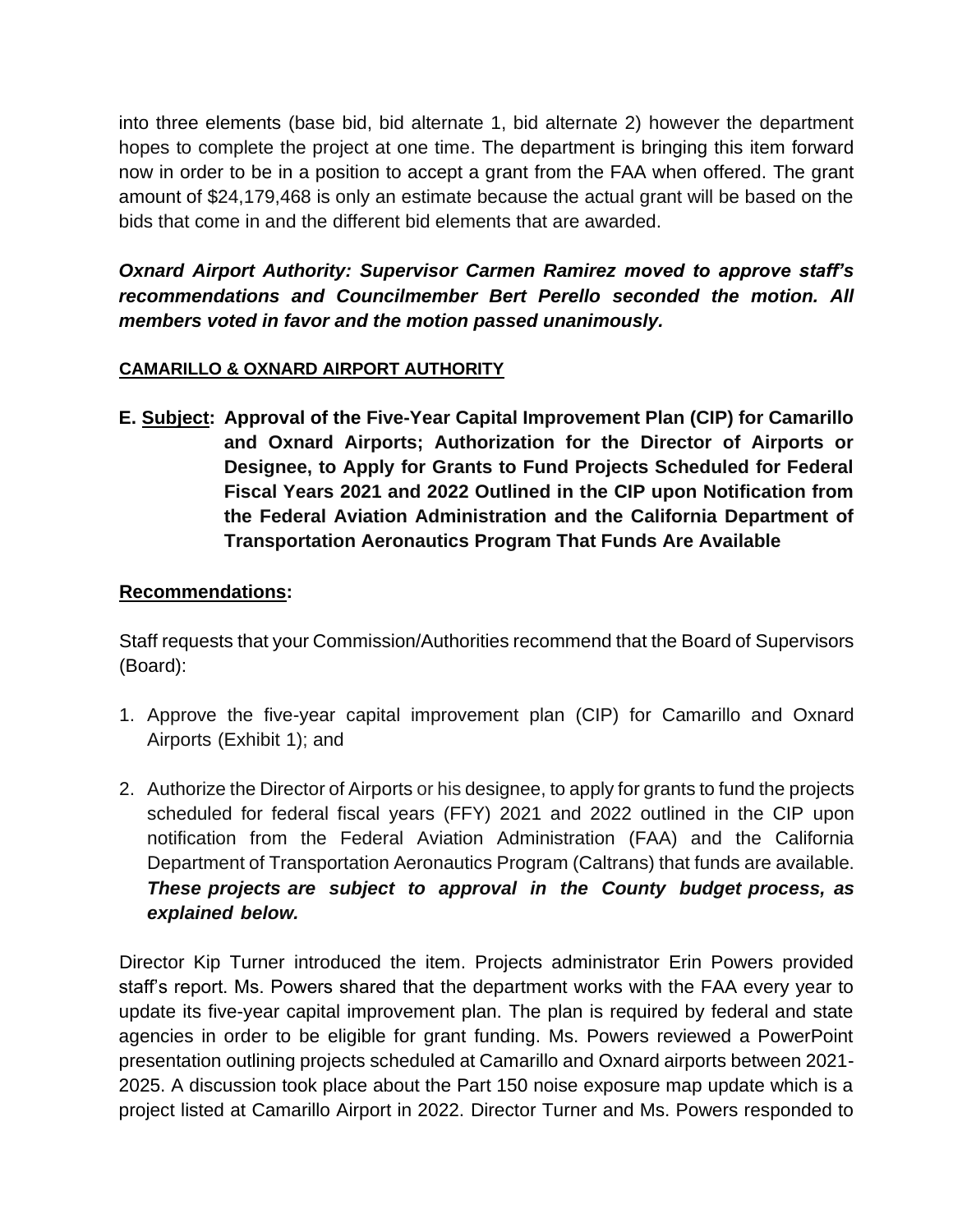into three elements (base bid, bid alternate 1, bid alternate 2) however the department hopes to complete the project at one time. The department is bringing this item forward now in order to be in a position to accept a grant from the FAA when offered. The grant amount of $24,179,468 is only an estimate because the actual grant will be based on the bids that come in and the different bid elements that are awarded.

***Oxnard Airport Authority: Supervisor Carmen Ramirez moved to approve staff's recommendations and Councilmember Bert Perello seconded the motion. All members voted in favor and the motion passed unanimously.***

**CAMARILLO & OXNARD AIRPORT AUTHORITY**

**E. Subject: Approval of the Five-Year Capital Improvement Plan (CIP) for Camarillo and Oxnard Airports; Authorization for the Director of Airports or Designee, to Apply for Grants to Fund Projects Scheduled for Federal Fiscal Years 2021 and 2022 Outlined in the CIP upon Notification from the Federal Aviation Administration and the California Department of Transportation Aeronautics Program That Funds Are Available**

**Recommendations:**

Staff requests that your Commission/Authorities recommend that the Board of Supervisors (Board):

1. Approve the five-year capital improvement plan (CIP) for Camarillo and Oxnard Airports (Exhibit 1); and
2. Authorize the Director of Airports or his designee, to apply for grants to fund the projects scheduled for federal fiscal years (FFY) 2021 and 2022 outlined in the CIP upon notification from the Federal Aviation Administration (FAA) and the California Department of Transportation Aeronautics Program (Caltrans) that funds are available. ***These projects are subject to approval in the County budget process, as explained below.***

Director Kip Turner introduced the item. Projects administrator Erin Powers provided staff's report. Ms. Powers shared that the department works with the FAA every year to update its five-year capital improvement plan. The plan is required by federal and state agencies in order to be eligible for grant funding. Ms. Powers reviewed a PowerPoint presentation outlining projects scheduled at Camarillo and Oxnard airports between 2021-2025. A discussion took place about the Part 150 noise exposure map update which is a project listed at Camarillo Airport in 2022. Director Turner and Ms. Powers responded to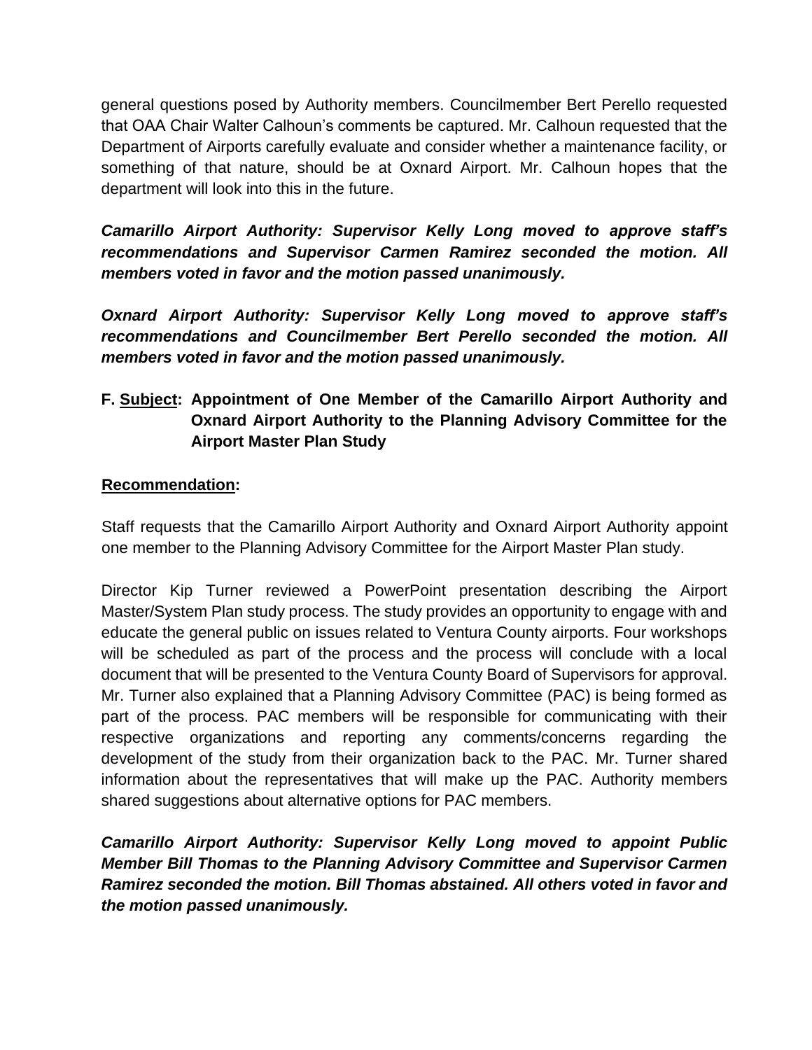general questions posed by Authority members. Councilmember Bert Perello requested that OAA Chair Walter Calhoun's comments be captured. Mr. Calhoun requested that the Department of Airports carefully evaluate and consider whether a maintenance facility, or something of that nature, should be at Oxnard Airport. Mr. Calhoun hopes that the department will look into this in the future.

***Camarillo Airport Authority: Supervisor Kelly Long moved to approve staff's recommendations and Supervisor Carmen Ramirez seconded the motion. All members voted in favor and the motion passed unanimously.***

***Oxnard Airport Authority: Supervisor Kelly Long moved to approve staff's recommendations and Councilmember Bert Perello seconded the motion. All members voted in favor and the motion passed unanimously.***

**F. <u>Subject</u>: Appointment of One Member of the Camarillo Airport Authority and Oxnard Airport Authority to the Planning Advisory Committee for the Airport Master Plan Study**

**<u>Recommendation</u>:**

Staff requests that the Camarillo Airport Authority and Oxnard Airport Authority appoint one member to the Planning Advisory Committee for the Airport Master Plan study.

Director Kip Turner reviewed a PowerPoint presentation describing the Airport Master/System Plan study process. The study provides an opportunity to engage with and educate the general public on issues related to Ventura County airports. Four workshops will be scheduled as part of the process and the process will conclude with a local document that will be presented to the Ventura County Board of Supervisors for approval. Mr. Turner also explained that a Planning Advisory Committee (PAC) is being formed as part of the process. PAC members will be responsible for communicating with their respective organizations and reporting any comments/concerns regarding the development of the study from their organization back to the PAC. Mr. Turner shared information about the representatives that will make up the PAC. Authority members shared suggestions about alternative options for PAC members.

***Camarillo Airport Authority: Supervisor Kelly Long moved to appoint Public Member Bill Thomas to the Planning Advisory Committee and Supervisor Carmen Ramirez seconded the motion. Bill Thomas abstained. All others voted in favor and the motion passed unanimously.***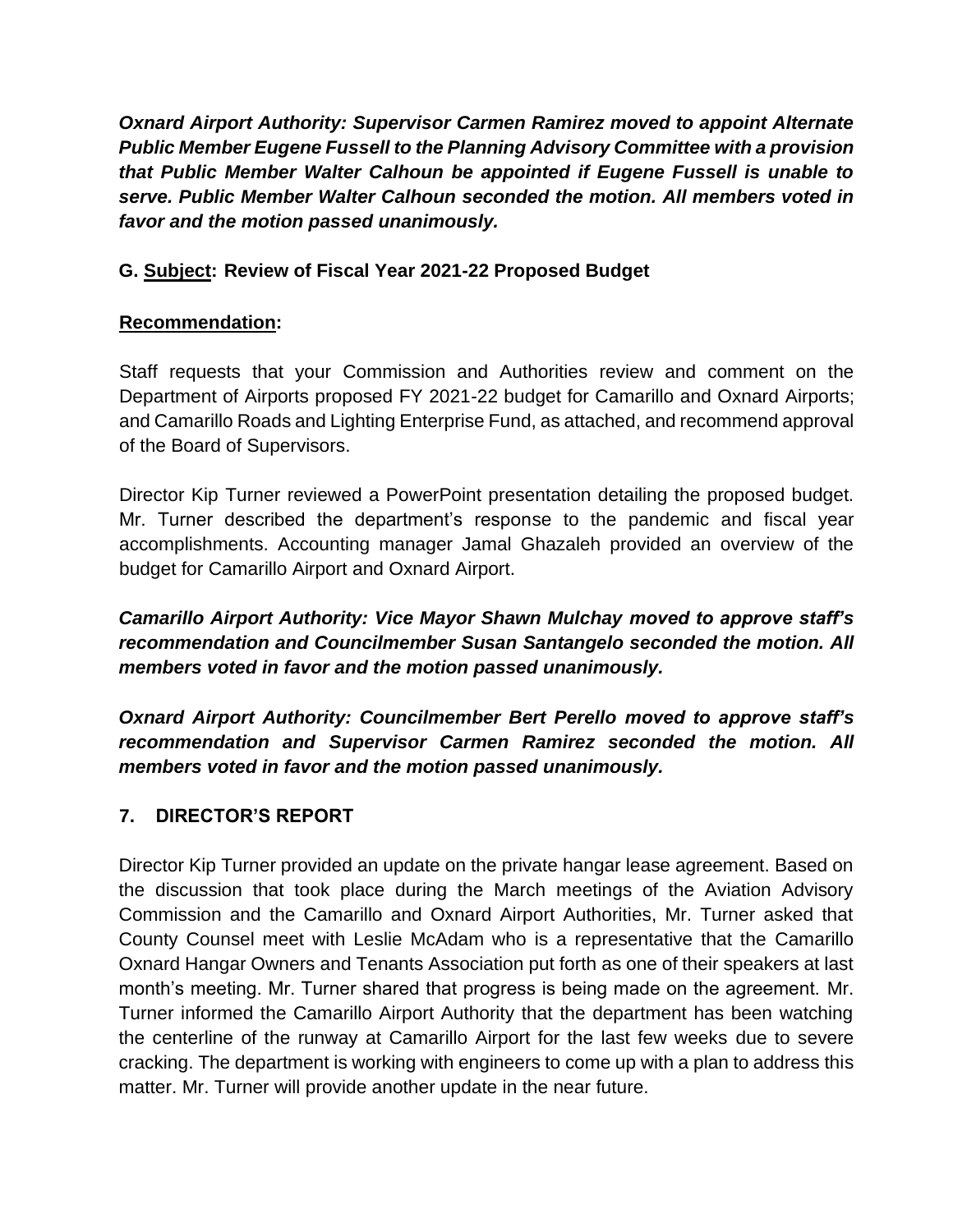***Oxnard Airport Authority: Supervisor Carmen Ramirez moved to appoint Alternate Public Member Eugene Fussell to the Planning Advisory Committee with a provision that Public Member Walter Calhoun be appointed if Eugene Fussell is unable to serve. Public Member Walter Calhoun seconded the motion. All members voted in favor and the motion passed unanimously.***

**G. <u>Subject</u>: Review of Fiscal Year 2021-22 Proposed Budget**

**<u>Recommendation</u>:**

Staff requests that your Commission and Authorities review and comment on the Department of Airports proposed FY 2021-22 budget for Camarillo and Oxnard Airports; and Camarillo Roads and Lighting Enterprise Fund, as attached, and recommend approval of the Board of Supervisors.

Director Kip Turner reviewed a PowerPoint presentation detailing the proposed budget. Mr. Turner described the department's response to the pandemic and fiscal year accomplishments. Accounting manager Jamal Ghazaleh provided an overview of the budget for Camarillo Airport and Oxnard Airport.

***Camarillo Airport Authority: Vice Mayor Shawn Mulchay moved to approve staff's recommendation and Councilmember Susan Santangelo seconded the motion. All members voted in favor and the motion passed unanimously.***

***Oxnard Airport Authority: Councilmember Bert Perello moved to approve staff's recommendation and Supervisor Carmen Ramirez seconded the motion. All members voted in favor and the motion passed unanimously.***

## 7. DIRECTOR'S REPORT

Director Kip Turner provided an update on the private hangar lease agreement. Based on the discussion that took place during the March meetings of the Aviation Advisory Commission and the Camarillo and Oxnard Airport Authorities, Mr. Turner asked that County Counsel meet with Leslie McAdam who is a representative that the Camarillo Oxnard Hangar Owners and Tenants Association put forth as one of their speakers at last month's meeting. Mr. Turner shared that progress is being made on the agreement. Mr. Turner informed the Camarillo Airport Authority that the department has been watching the centerline of the runway at Camarillo Airport for the last few weeks due to severe cracking. The department is working with engineers to come up with a plan to address this matter. Mr. Turner will provide another update in the near future.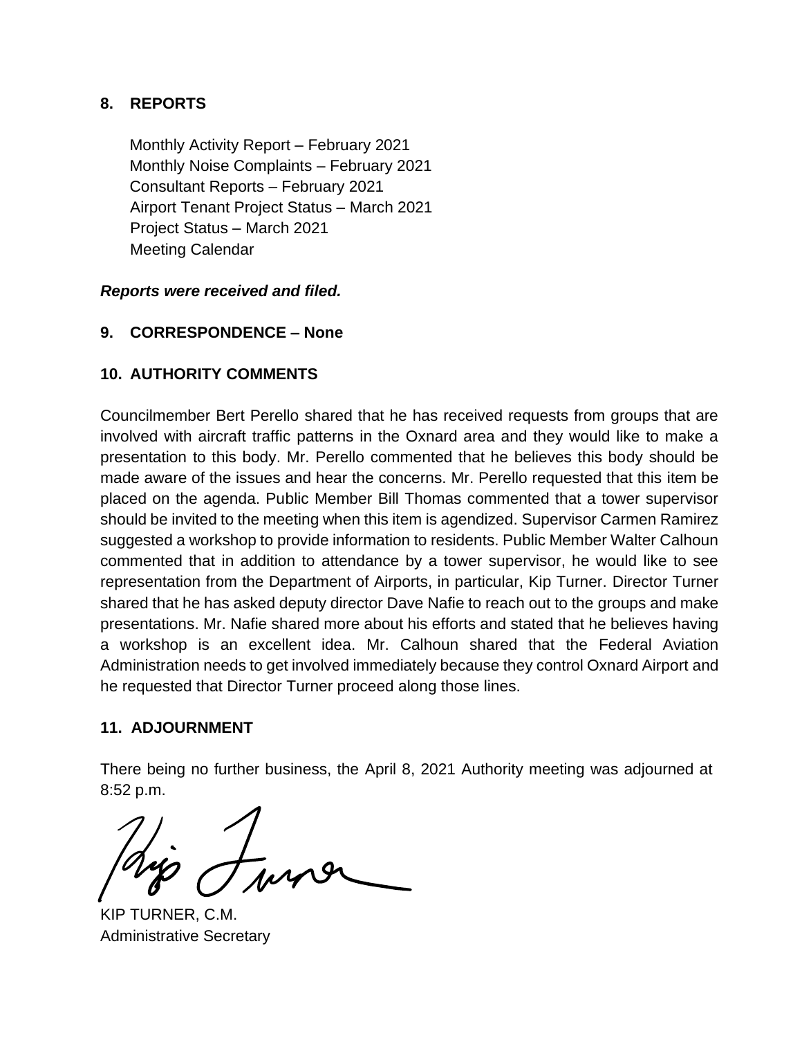## 8. REPORTS

Monthly Activity Report – February 2021
Monthly Noise Complaints – February 2021
Consultant Reports – February 2021
Airport Tenant Project Status – March 2021
Project Status – March 2021
Meeting Calendar

***Reports were received and filed.***

## 9. CORRESPONDENCE – None

## 10. AUTHORITY COMMENTS

Councilmember Bert Perello shared that he has received requests from groups that are involved with aircraft traffic patterns in the Oxnard area and they would like to make a presentation to this body. Mr. Perello commented that he believes this body should be made aware of the issues and hear the concerns. Mr. Perello requested that this item be placed on the agenda. Public Member Bill Thomas commented that a tower supervisor should be invited to the meeting when this item is agendized. Supervisor Carmen Ramirez suggested a workshop to provide information to residents. Public Member Walter Calhoun commented that in addition to attendance by a tower supervisor, he would like to see representation from the Department of Airports, in particular, Kip Turner. Director Turner shared that he has asked deputy director Dave Nafie to reach out to the groups and make presentations. Mr. Nafie shared more about his efforts and stated that he believes having a workshop is an excellent idea. Mr. Calhoun shared that the Federal Aviation Administration needs to get involved immediately because they control Oxnard Airport and he requested that Director Turner proceed along those lines.

## 11. ADJOURNMENT

There being no further business, the April 8, 2021 Authority meeting was adjourned at 8:52 p.m.

KIP TURNER, C.M.
Administrative Secretary